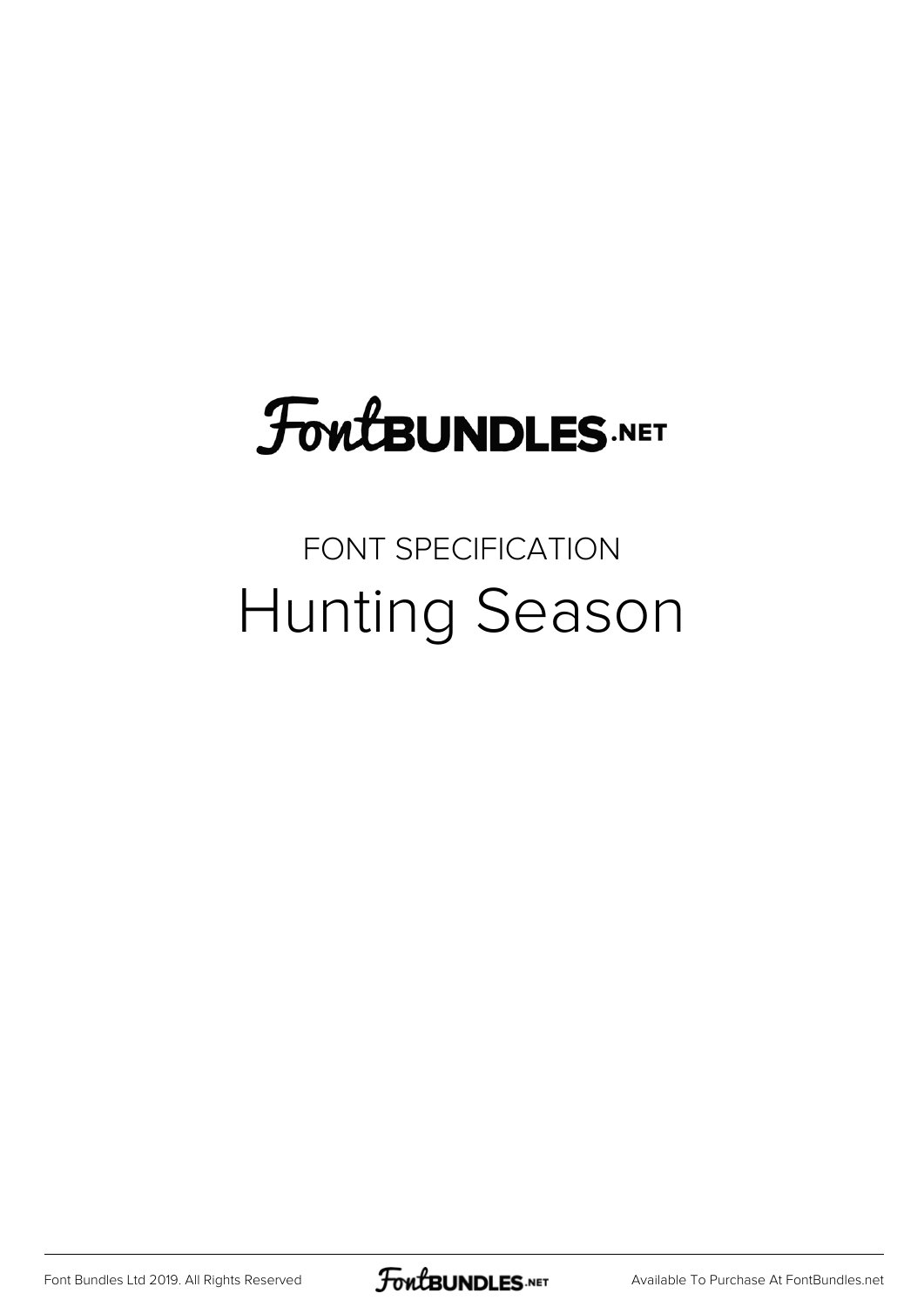FontBUNDLES.NET

FONT SPECIFICATION

# Hunting Season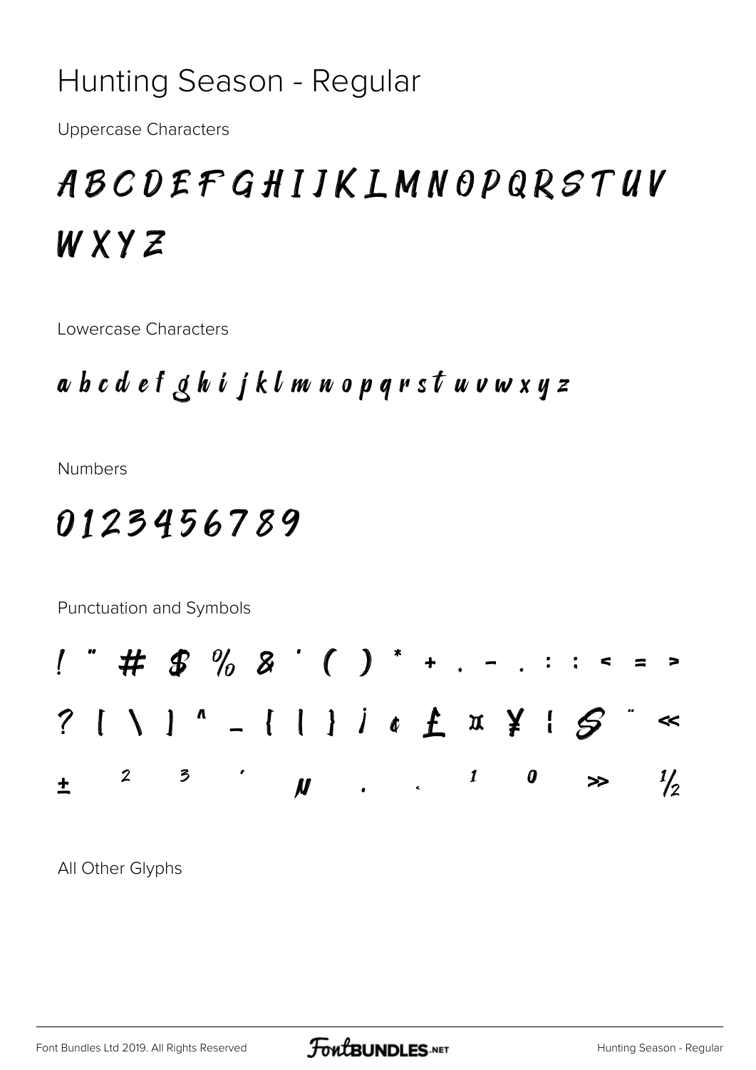# Hunting Season - Regular

Uppercase Characters

A B C D E F G H I J K L M N O P Q R S T U V W X Y Z

Lowercase Characters

a b c d e f g h i j k l m n o p q r s t u v w x y z

Numbers

0 1 2 3 4 5 6 7 8 9

Punctuation and Symbols

! " # $ % & ' ( ) * + , - . / : ; < = > ? [ \ ] ^ _ { | } ¡ ¢ £ ¤ ¥ ¦ § ¨ « ± ² ³ ´ µ · ¸ ¹ º » ½

All Other Glyphs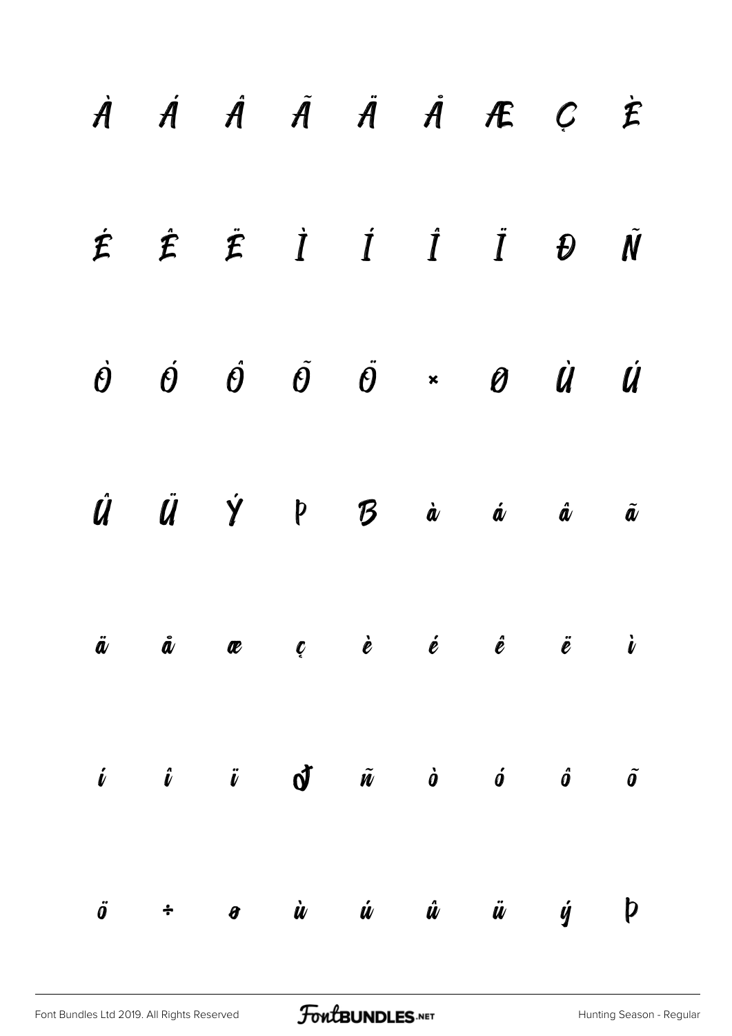À Á Â Ã Ä Å Æ Ç È

É Ê Ë Ì Í Î Ï Ð Ñ

Ò Ó Ô Õ Ö × Ø Ù Ú

Û Ü Ý Þ ß à á â ã

ä å æ ç è é ê ë ì

í î ï ð ñ ò ó ô õ

ö ÷ ø ù ú û ü ý þ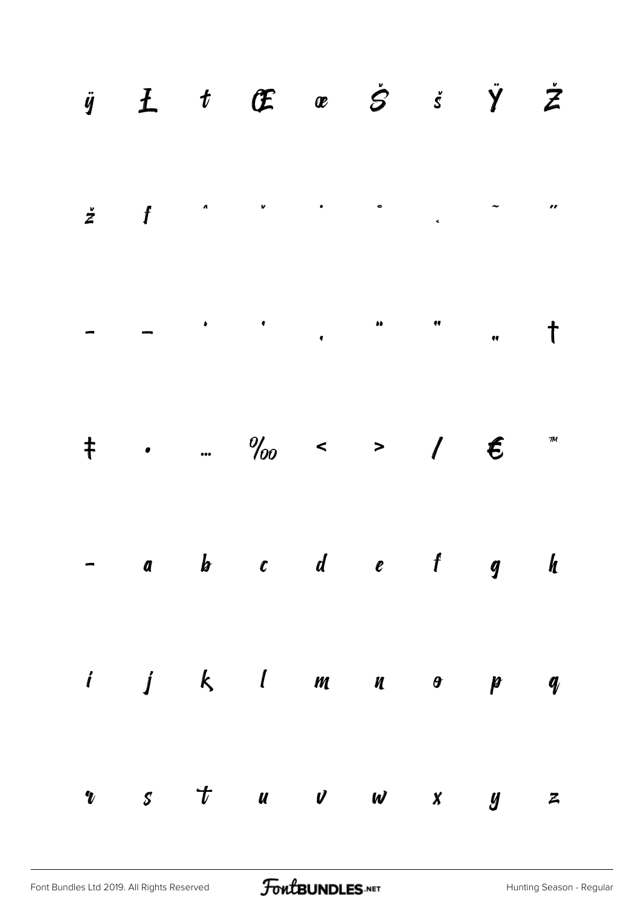ÿ Ł ł Œ œ Š š Ÿ Ž

ž ƒ ˆ ˇ ˙ ˚ ˛ ˜ ˝

– — ‘ ’ ‚ “ ” „ †

‡ • … ‰ ‹ › ⁄ € ™

− a b c d e f g h

i j k l m n o p q

r s t u v w x y z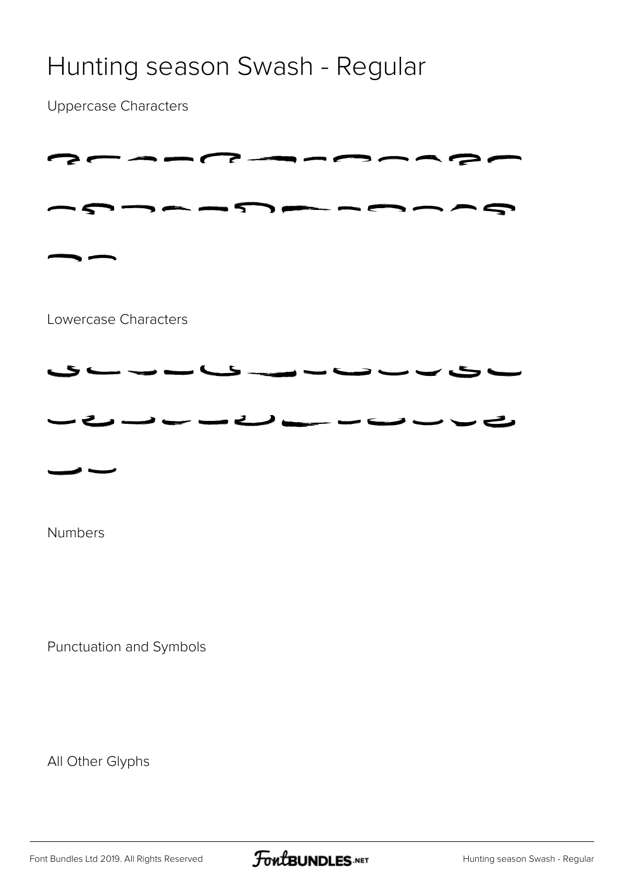# Hunting season Swash - Regular

Uppercase Characters

Lowercase Characters

Numbers

Punctuation and Symbols

All Other Glyphs